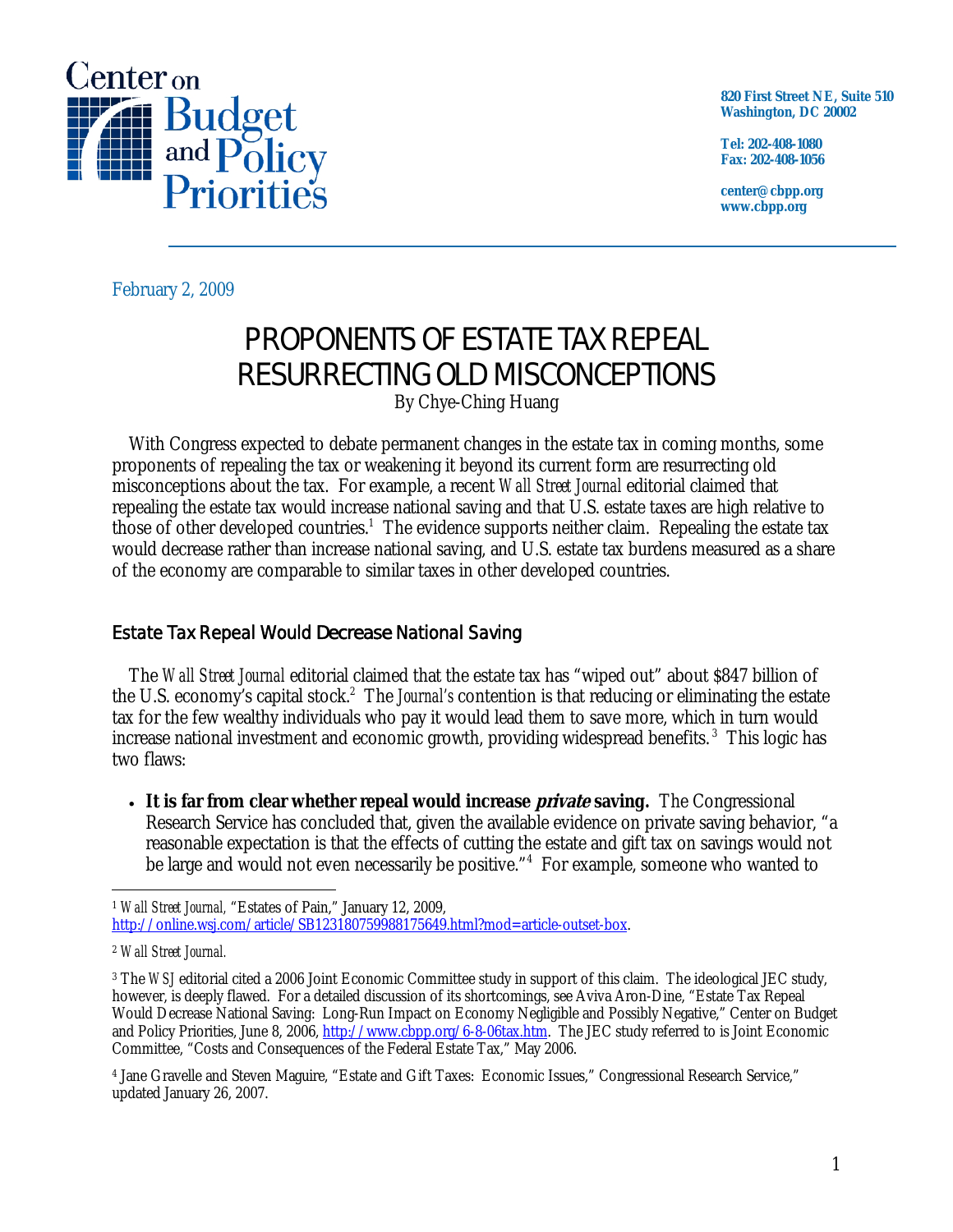Center on Budget and Policy Priorities

820 First Street NE, Suite 510
Washington, DC 20002

Tel: 202-408-1080
Fax: 202-408-1056

center@cbpp.org
www.cbpp.org

February 2, 2009

# PROPONENTS OF ESTATE TAX REPEAL RESURRECTING OLD MISCONCEPTIONS

By Chye-Ching Huang

With Congress expected to debate permanent changes in the estate tax in coming months, some proponents of repealing the tax or weakening it beyond its current form are resurrecting old misconceptions about the tax. For example, a recent *Wall Street Journal* editorial claimed that repealing the estate tax would increase national saving and that U.S. estate taxes are high relative to those of other developed countries.[1] The evidence supports neither claim. Repealing the estate tax would decrease rather than increase national saving, and U.S. estate tax burdens measured as a share of the economy are comparable to similar taxes in other developed countries.

## Estate Tax Repeal Would Decrease National Saving

The *Wall Street Journal* editorial claimed that the estate tax has "wiped out" about $847 billion of the U.S. economy's capital stock.[2] The *Journal's* contention is that reducing or eliminating the estate tax for the few wealthy individuals who pay it would lead them to save more, which in turn would increase national investment and economic growth, providing widespread benefits.[3] This logic has two flaws:

- **It is far from clear whether repeal would increase *private* saving.** The Congressional Research Service has concluded that, given the available evidence on private saving behavior, "a reasonable expectation is that the effects of cutting the estate and gift tax on savings would not be large and would not even necessarily be positive."[4] For example, someone who wanted to

---

[1] *Wall Street Journal,* "Estates of Pain," January 12, 2009, http://online.wsj.com/article/SB123180759988175649.html?mod=article-outset-box.

[2] *Wall Street Journal.*

[3] The *WSJ* editorial cited a 2006 Joint Economic Committee study in support of this claim. The ideological JEC study, however, is deeply flawed. For a detailed discussion of its shortcomings, see Aviva Aron-Dine, "Estate Tax Repeal Would Decrease National Saving: Long-Run Impact on Economy Negligible and Possibly Negative," Center on Budget and Policy Priorities, June 8, 2006, http://www.cbpp.org/6-8-06tax.htm. The JEC study referred to is Joint Economic Committee, "Costs and Consequences of the Federal Estate Tax," May 2006.

[4] Jane Gravelle and Steven Maguire, "Estate and Gift Taxes: Economic Issues," Congressional Research Service," updated January 26, 2007.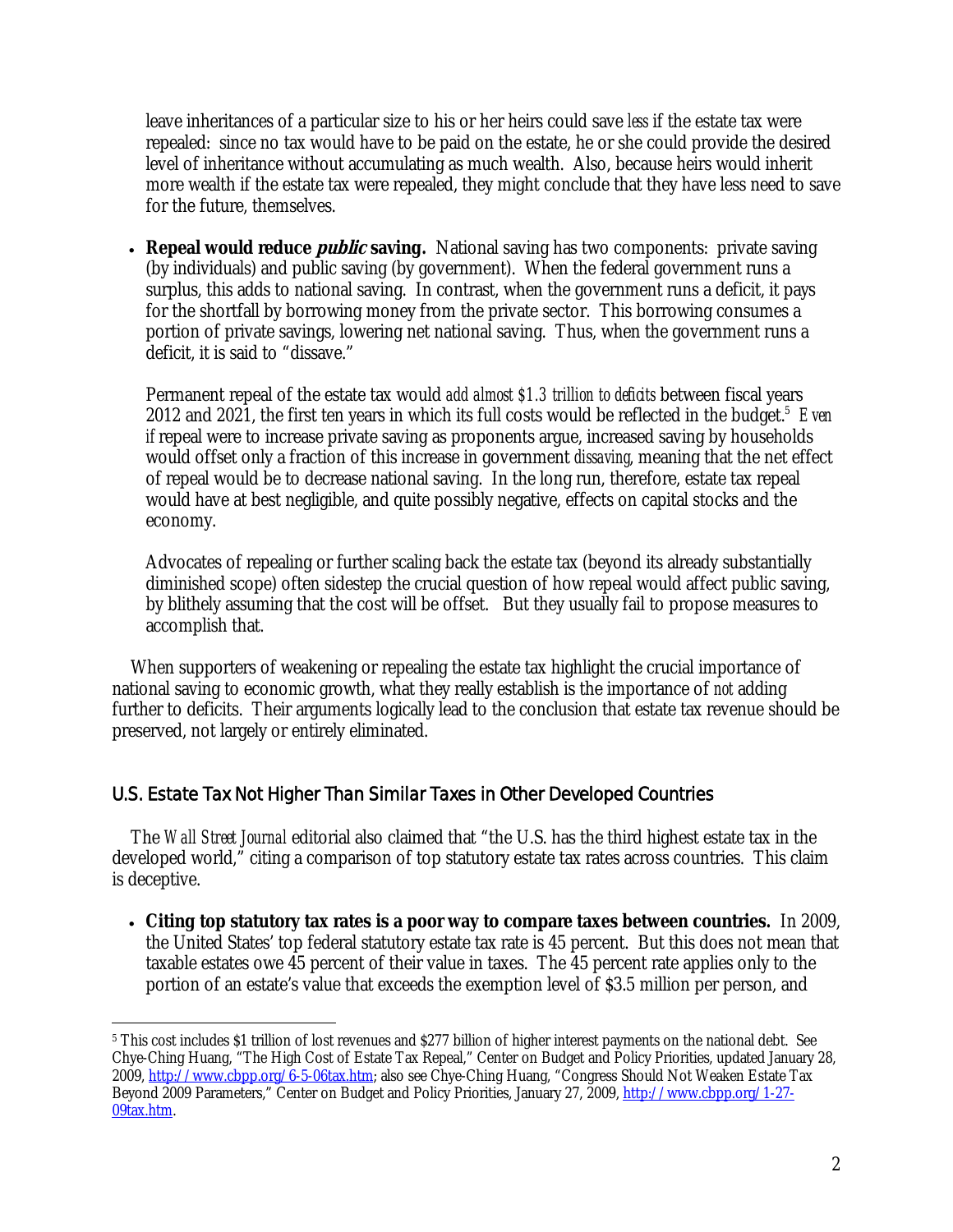leave inheritances of a particular size to his or her heirs could save *less* if the estate tax were repealed: since no tax would have to be paid on the estate, he or she could provide the desired level of inheritance without accumulating as much wealth. Also, because heirs would inherit more wealth if the estate tax were repealed, they might conclude that they have less need to save for the future, themselves.

- **Repeal would reduce *public* saving.** National saving has two components: private saving (by individuals) and public saving (by government). When the federal government runs a surplus, this adds to national saving. In contrast, when the government runs a deficit, it pays for the shortfall by borrowing money from the private sector. This borrowing consumes a portion of private savings, lowering net national saving. Thus, when the government runs a deficit, it is said to "dissave."

  Permanent repeal of the estate tax would *add almost $1.3 trillion to deficits* between fiscal years 2012 and 2021, the first ten years in which its full costs would be reflected in the budget.[5] *Even if* repeal were to increase private saving as proponents argue, increased saving by households would offset only a fraction of this increase in government *dissaving*, meaning that the net effect of repeal would be to decrease national saving. In the long run, therefore, estate tax repeal would have at best negligible, and quite possibly negative, effects on capital stocks and the economy.

  Advocates of repealing or further scaling back the estate tax (beyond its already substantially diminished scope) often sidestep the crucial question of how repeal would affect public saving, by blithely assuming that the cost will be offset. But they usually fail to propose measures to accomplish that.

When supporters of weakening or repealing the estate tax highlight the crucial importance of national saving to economic growth, what they really establish is the importance of *not* adding further to deficits. Their arguments logically lead to the conclusion that estate tax revenue should be preserved, not largely or entirely eliminated.

## U.S. Estate Tax Not Higher Than Similar Taxes in Other Developed Countries

The *Wall Street Journal* editorial also claimed that "the U.S. has the third highest estate tax in the developed world," citing a comparison of top statutory estate tax rates across countries. This claim is deceptive.

- **Citing top statutory tax rates is a poor way to compare taxes between countries.** In 2009, the United States' top federal statutory estate tax rate is 45 percent. But this does not mean that taxable estates owe 45 percent of their value in taxes. The 45 percent rate applies only to the portion of an estate's value that exceeds the exemption level of $3.5 million per person, and

---

[5] This cost includes $1 trillion of lost revenues and $277 billion of higher interest payments on the national debt. See Chye-Ching Huang, "The High Cost of Estate Tax Repeal," Center on Budget and Policy Priorities, updated January 28, 2009, http://www.cbpp.org/6-5-06tax.htm; also see Chye-Ching Huang, "Congress Should Not Weaken Estate Tax Beyond 2009 Parameters," Center on Budget and Policy Priorities, January 27, 2009, http://www.cbpp.org/1-27-09tax.htm.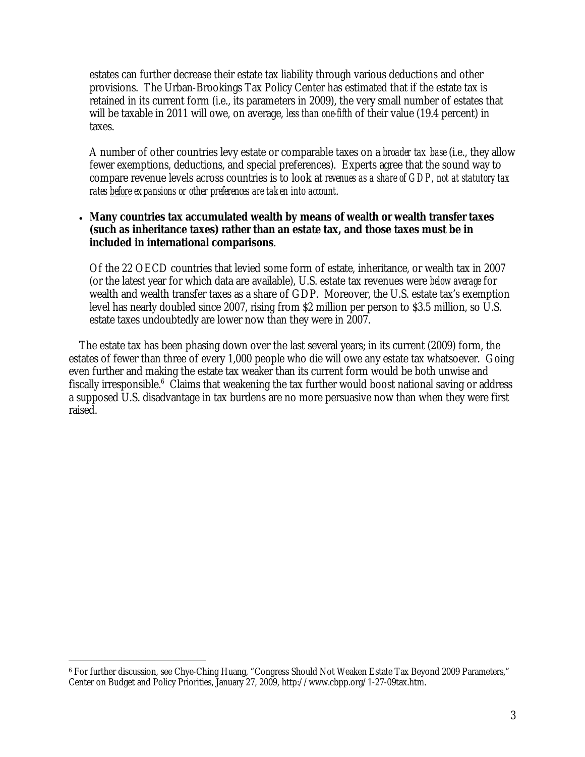estates can further decrease their estate tax liability through various deductions and other provisions. The Urban-Brookings Tax Policy Center has estimated that if the estate tax is retained in its current form (i.e., its parameters in 2009), the very small number of estates that will be taxable in 2011 will owe, on average, *less than one-fifth* of their value (19.4 percent) in taxes.

A number of other countries levy estate or comparable taxes on a *broader tax base* (i.e., they allow fewer exemptions, deductions, and special preferences). Experts agree that the sound way to compare revenue levels across countries is to look at *revenues as a share of GDP, not at statutory tax rates <u>before</u> expansions or other preferences are taken into account*.

- **Many countries tax accumulated wealth by means of wealth or wealth transfer taxes (such as inheritance taxes) rather than an estate tax, and those taxes must be in included in international comparisons**.

  Of the 22 OECD countries that levied some form of estate, inheritance, or wealth tax in 2007 (or the latest year for which data are available), U.S. estate tax revenues were *below average* for wealth and wealth transfer taxes as a share of GDP. Moreover, the U.S. estate tax's exemption level has nearly doubled since 2007, rising from $2 million per person to $3.5 million, so U.S. estate taxes undoubtedly are lower now than they were in 2007.

The estate tax has been phasing down over the last several years; in its current (2009) form, the estates of fewer than three of every 1,000 people who die will owe any estate tax whatsoever. Going even further and making the estate tax weaker than its current form would be both unwise and fiscally irresponsible.[6] Claims that weakening the tax further would boost national saving or address a supposed U.S. disadvantage in tax burdens are no more persuasive now than when they were first raised.

---

[6] For further discussion, see Chye-Ching Huang, "Congress Should Not Weaken Estate Tax Beyond 2009 Parameters," Center on Budget and Policy Priorities, January 27, 2009, http://www.cbpp.org/1-27-09tax.htm.